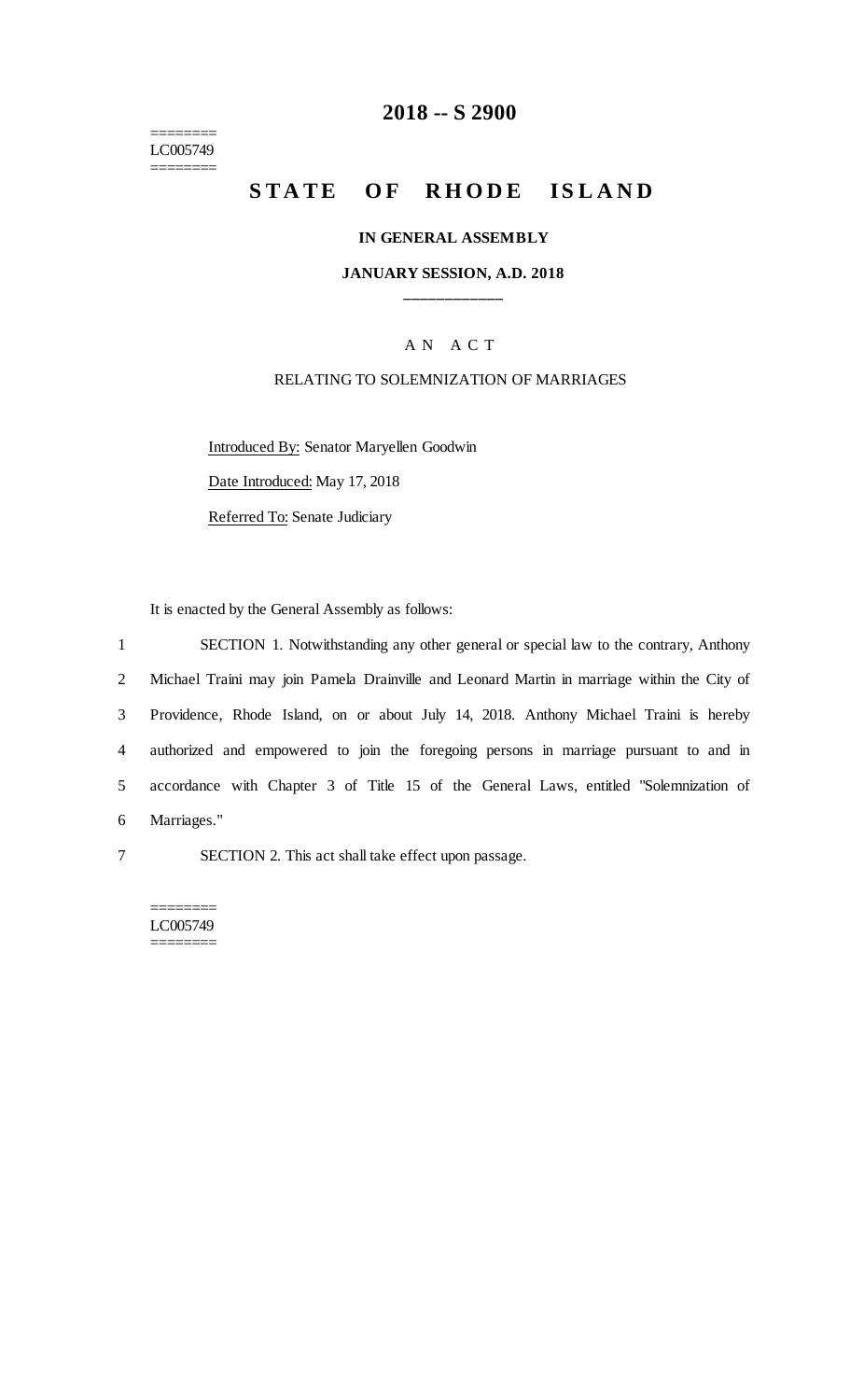# 2018 -- S 2900

========
LC005749
========

## STATE OF RHODE ISLAND

### IN GENERAL ASSEMBLY

### JANUARY SESSION, A.D. 2018

____________

A N A C T

RELATING TO SOLEMNIZATION OF MARRIAGES

Introduced By: Senator Maryellen Goodwin

Date Introduced: May 17, 2018

Referred To: Senate Judiciary

It is enacted by the General Assembly as follows:

1 SECTION 1. Notwithstanding any other general or special law to the contrary, Anthony
2 Michael Traini may join Pamela Drainville and Leonard Martin in marriage within the City of
3 Providence, Rhode Island, on or about July 14, 2018. Anthony Michael Traini is hereby
4 authorized and empowered to join the foregoing persons in marriage pursuant to and in
5 accordance with Chapter 3 of Title 15 of the General Laws, entitled "Solemnization of
6 Marriages."

7 SECTION 2. This act shall take effect upon passage.

========
LC005749
========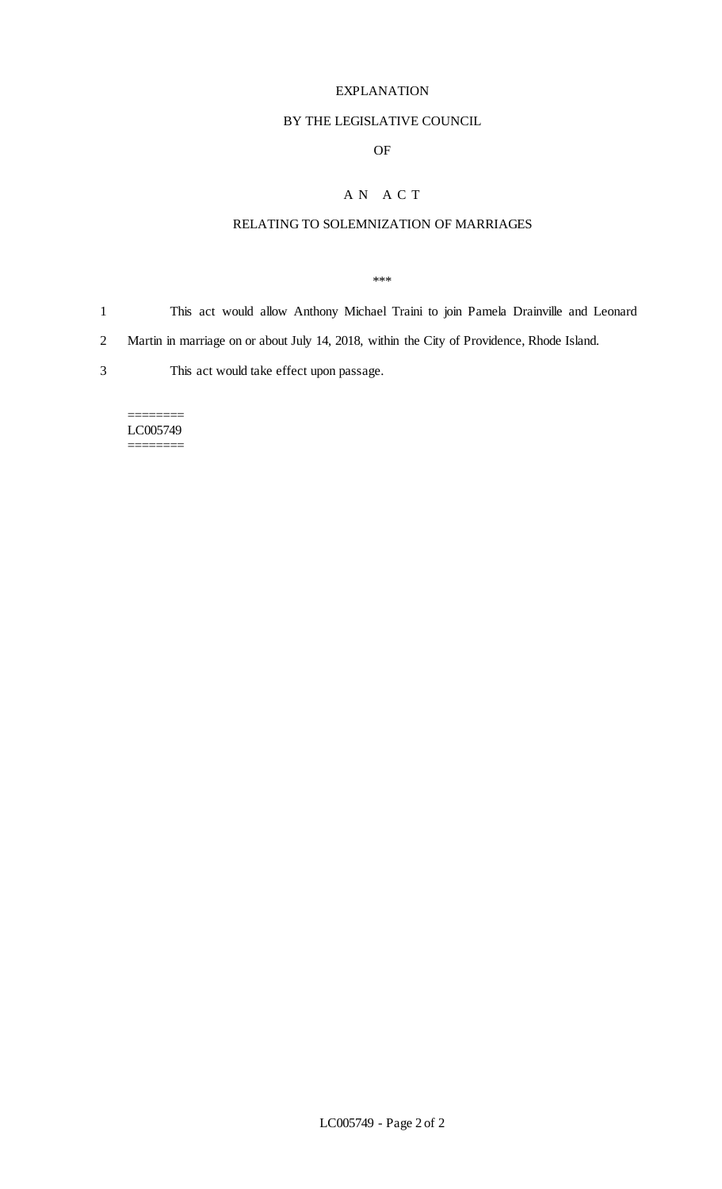EXPLANATION

BY THE LEGISLATIVE COUNCIL

OF

# A N A C T

## RELATING TO SOLEMNIZATION OF MARRIAGES

\*\*\*

1 This act would allow Anthony Michael Traini to join Pamela Drainville and Leonard

2 Martin in marriage on or about July 14, 2018, within the City of Providence, Rhode Island.

3 This act would take effect upon passage.

========
LC005749
========